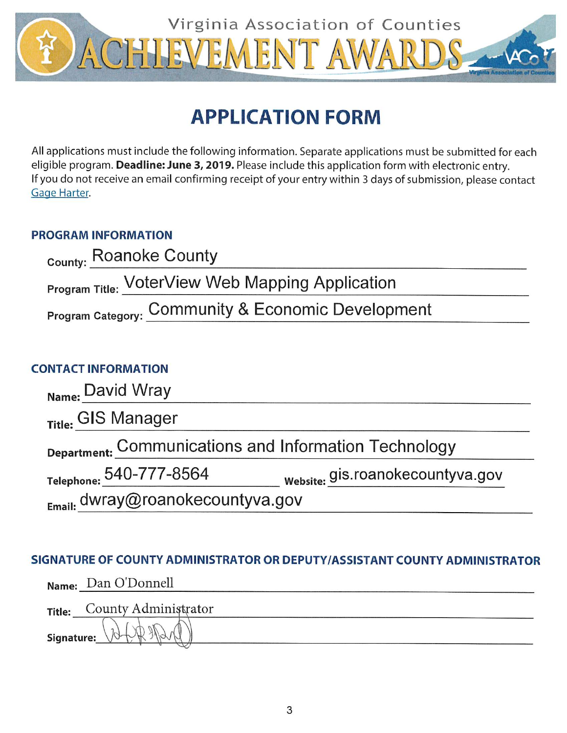Virginia Association of Counties

# ACHIEVEMENT AWARDS

## APPLICATION FORM

All applications must include the following information. Separate applications must be submitted for each eligible program. **Deadline: June 3, 2019.** Please include this application form with electronic entry. If you do not receive an email confirming receipt of your entry within 3 days of submission, please contact Gage Harter.

### PROGRAM INFORMATION

**County:** Roanoke County

**Program Title:** VoterView Web Mapping Application

**Program Category:** Community & Economic Development

### CONTACT INFORMATION

**Name:** David Wray

**Title:** GIS Manager

**Department:** Communications and Information Technology

**Telephone:** 540-777-8564 **Website:** gis.roanokecountyva.gov

**Email:** dwray@roanokecountyva.gov

### SIGNATURE OF COUNTY ADMINISTRATOR OR DEPUTY/ASSISTANT COUNTY ADMINISTRATOR

**Name:** Dan O'Donnell

**Title:** County Administrator

**Signature:** [signature]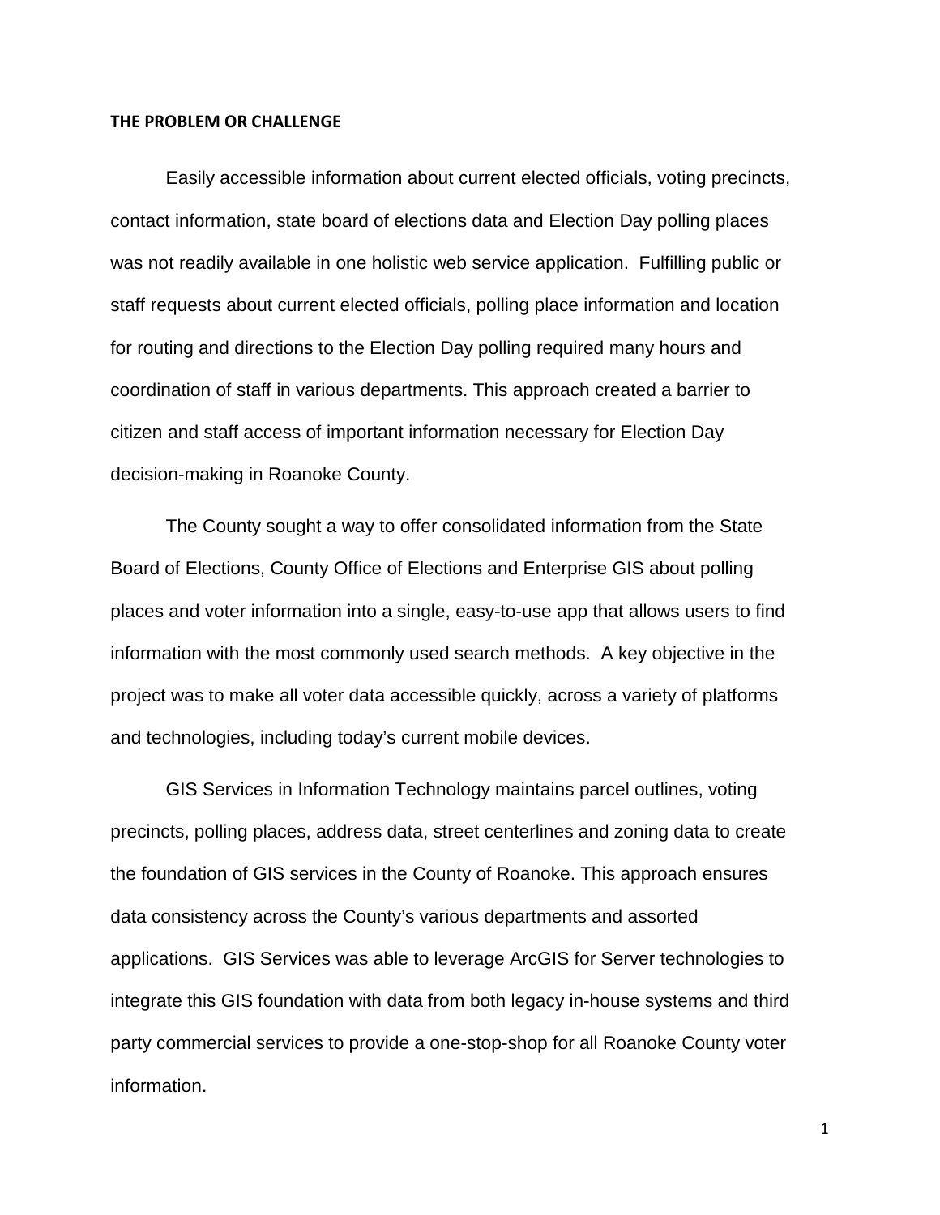## THE PROBLEM OR CHALLENGE

Easily accessible information about current elected officials, voting precincts, contact information, state board of elections data and Election Day polling places was not readily available in one holistic web service application. Fulfilling public or staff requests about current elected officials, polling place information and location for routing and directions to the Election Day polling required many hours and coordination of staff in various departments. This approach created a barrier to citizen and staff access of important information necessary for Election Day decision-making in Roanoke County.

The County sought a way to offer consolidated information from the State Board of Elections, County Office of Elections and Enterprise GIS about polling places and voter information into a single, easy-to-use app that allows users to find information with the most commonly used search methods. A key objective in the project was to make all voter data accessible quickly, across a variety of platforms and technologies, including today's current mobile devices.

GIS Services in Information Technology maintains parcel outlines, voting precincts, polling places, address data, street centerlines and zoning data to create the foundation of GIS services in the County of Roanoke. This approach ensures data consistency across the County's various departments and assorted applications. GIS Services was able to leverage ArcGIS for Server technologies to integrate this GIS foundation with data from both legacy in-house systems and third party commercial services to provide a one-stop-shop for all Roanoke County voter information.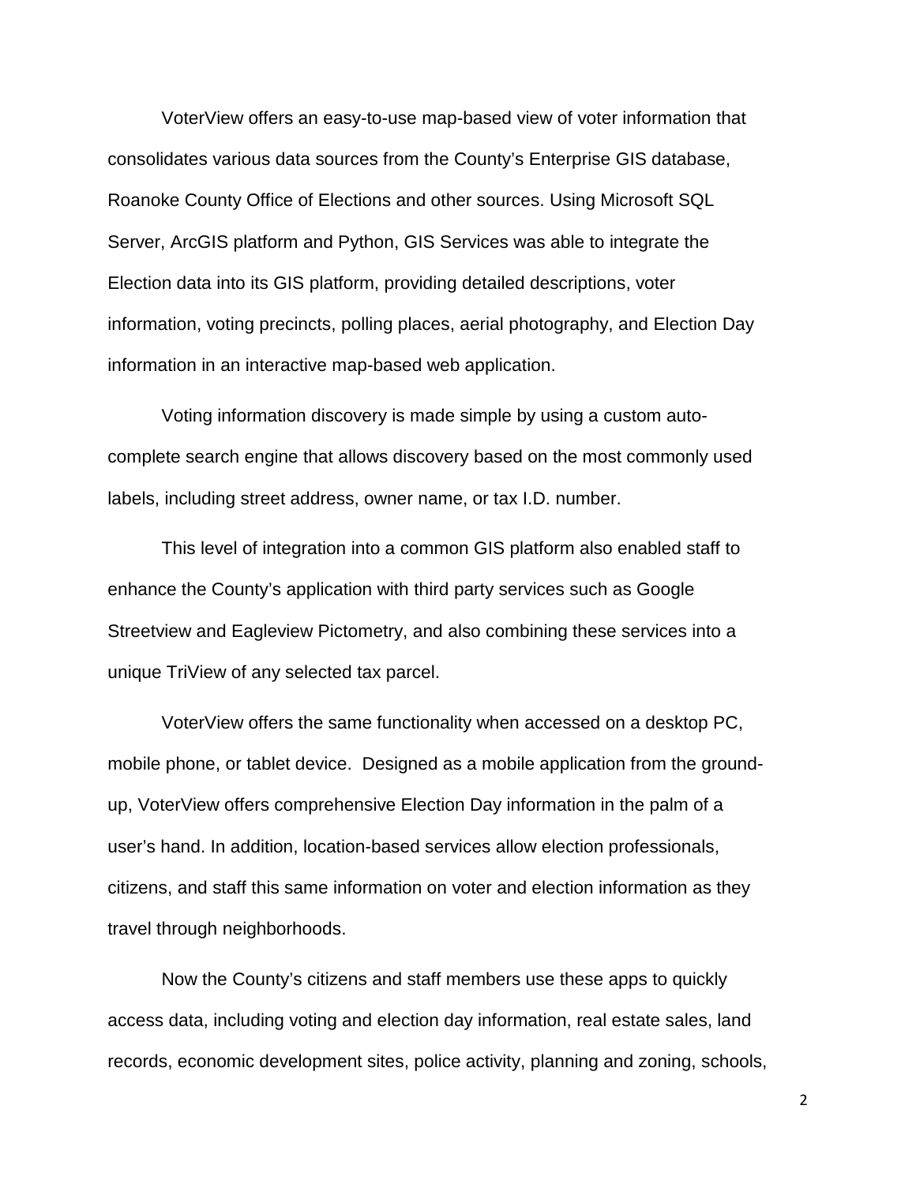VoterView offers an easy-to-use map-based view of voter information that consolidates various data sources from the County's Enterprise GIS database, Roanoke County Office of Elections and other sources. Using Microsoft SQL Server, ArcGIS platform and Python, GIS Services was able to integrate the Election data into its GIS platform, providing detailed descriptions, voter information, voting precincts, polling places, aerial photography, and Election Day information in an interactive map-based web application.

Voting information discovery is made simple by using a custom auto-complete search engine that allows discovery based on the most commonly used labels, including street address, owner name, or tax I.D. number.

This level of integration into a common GIS platform also enabled staff to enhance the County's application with third party services such as Google Streetview and Eagleview Pictometry, and also combining these services into a unique TriView of any selected tax parcel.

VoterView offers the same functionality when accessed on a desktop PC, mobile phone, or tablet device. Designed as a mobile application from the ground-up, VoterView offers comprehensive Election Day information in the palm of a user's hand. In addition, location-based services allow election professionals, citizens, and staff this same information on voter and election information as they travel through neighborhoods.

Now the County's citizens and staff members use these apps to quickly access data, including voting and election day information, real estate sales, land records, economic development sites, police activity, planning and zoning, schools,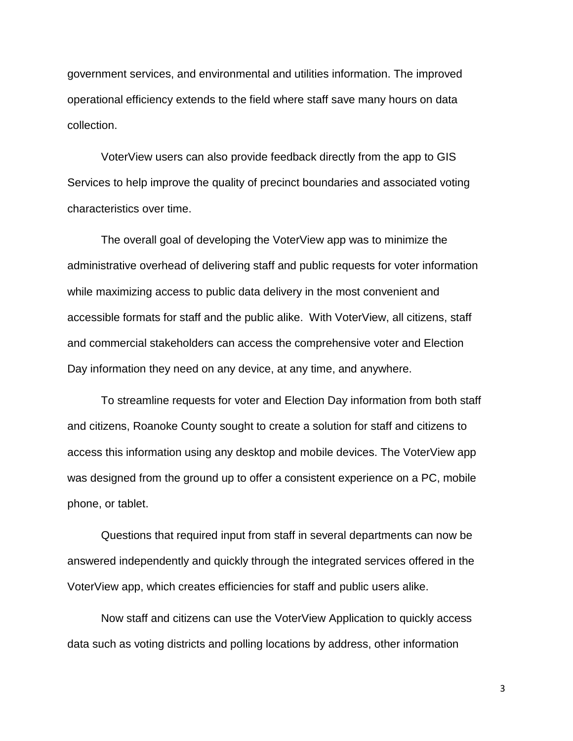government services, and environmental and utilities information. The improved operational efficiency extends to the field where staff save many hours on data collection.

VoterView users can also provide feedback directly from the app to GIS Services to help improve the quality of precinct boundaries and associated voting characteristics over time.

The overall goal of developing the VoterView app was to minimize the administrative overhead of delivering staff and public requests for voter information while maximizing access to public data delivery in the most convenient and accessible formats for staff and the public alike. With VoterView, all citizens, staff and commercial stakeholders can access the comprehensive voter and Election Day information they need on any device, at any time, and anywhere.

To streamline requests for voter and Election Day information from both staff and citizens, Roanoke County sought to create a solution for staff and citizens to access this information using any desktop and mobile devices. The VoterView app was designed from the ground up to offer a consistent experience on a PC, mobile phone, or tablet.

Questions that required input from staff in several departments can now be answered independently and quickly through the integrated services offered in the VoterView app, which creates efficiencies for staff and public users alike.

Now staff and citizens can use the VoterView Application to quickly access data such as voting districts and polling locations by address, other information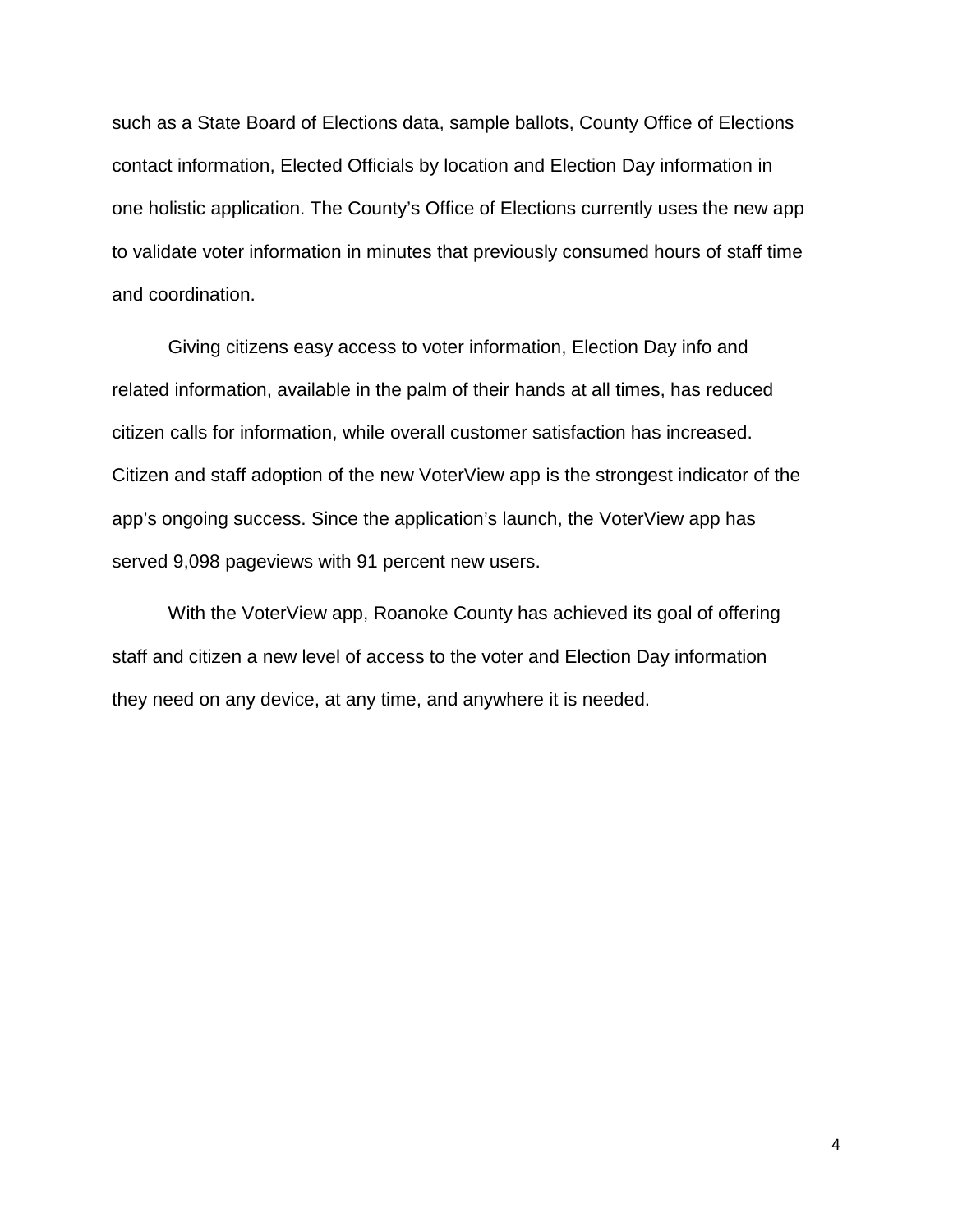such as a State Board of Elections data, sample ballots, County Office of Elections contact information, Elected Officials by location and Election Day information in one holistic application. The County's Office of Elections currently uses the new app to validate voter information in minutes that previously consumed hours of staff time and coordination.

Giving citizens easy access to voter information, Election Day info and related information, available in the palm of their hands at all times, has reduced citizen calls for information, while overall customer satisfaction has increased. Citizen and staff adoption of the new VoterView app is the strongest indicator of the app's ongoing success. Since the application's launch, the VoterView app has served 9,098 pageviews with 91 percent new users.

With the VoterView app, Roanoke County has achieved its goal of offering staff and citizen a new level of access to the voter and Election Day information they need on any device, at any time, and anywhere it is needed.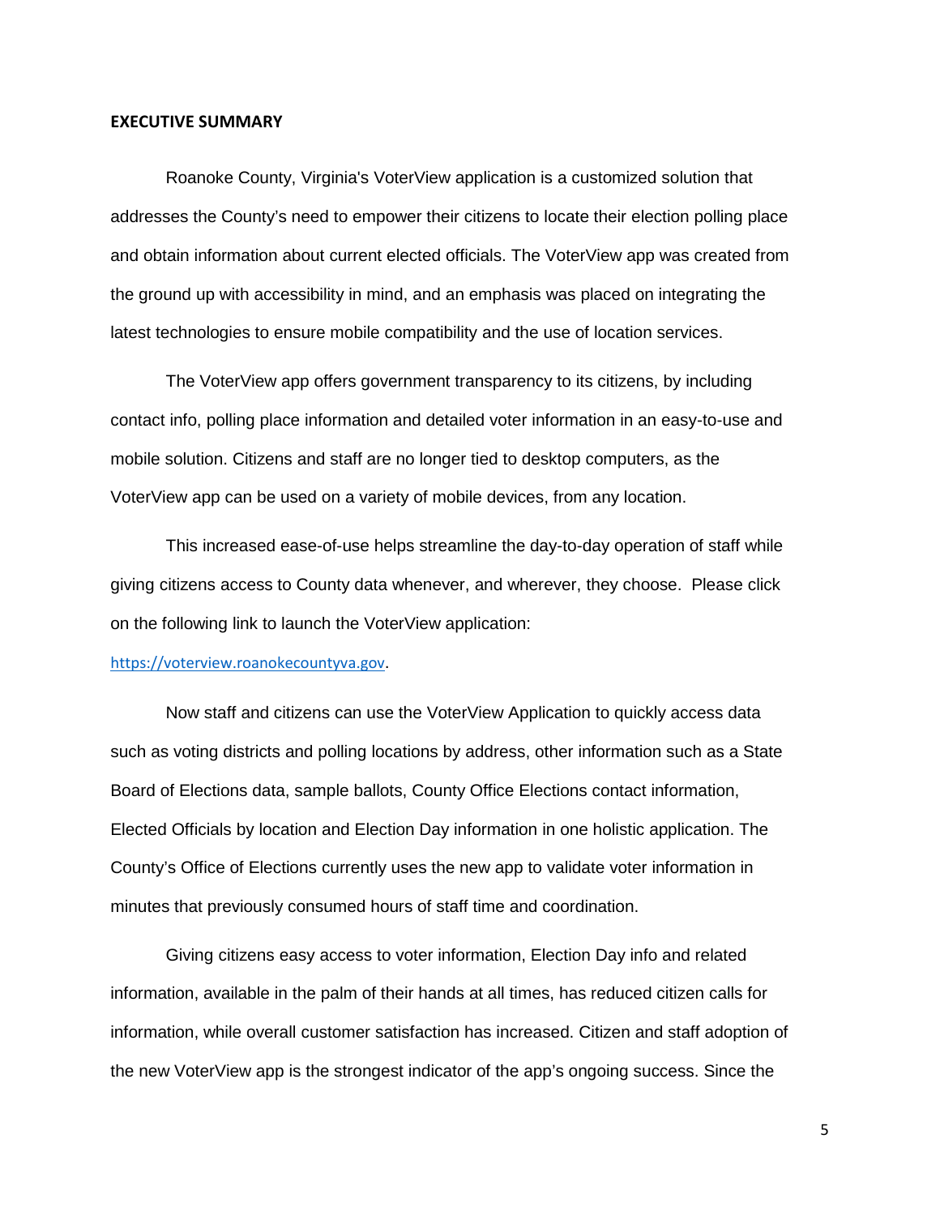**EXECUTIVE SUMMARY**

Roanoke County, Virginia's VoterView application is a customized solution that addresses the County's need to empower their citizens to locate their election polling place and obtain information about current elected officials. The VoterView app was created from the ground up with accessibility in mind, and an emphasis was placed on integrating the latest technologies to ensure mobile compatibility and the use of location services.

The VoterView app offers government transparency to its citizens, by including contact info, polling place information and detailed voter information in an easy-to-use and mobile solution. Citizens and staff are no longer tied to desktop computers, as the VoterView app can be used on a variety of mobile devices, from any location.

This increased ease-of-use helps streamline the day-to-day operation of staff while giving citizens access to County data whenever, and wherever, they choose. Please click on the following link to launch the VoterView application: https://voterview.roanokecountyva.gov.

Now staff and citizens can use the VoterView Application to quickly access data such as voting districts and polling locations by address, other information such as a State Board of Elections data, sample ballots, County Office Elections contact information, Elected Officials by location and Election Day information in one holistic application. The County's Office of Elections currently uses the new app to validate voter information in minutes that previously consumed hours of staff time and coordination.

Giving citizens easy access to voter information, Election Day info and related information, available in the palm of their hands at all times, has reduced citizen calls for information, while overall customer satisfaction has increased. Citizen and staff adoption of the new VoterView app is the strongest indicator of the app's ongoing success. Since the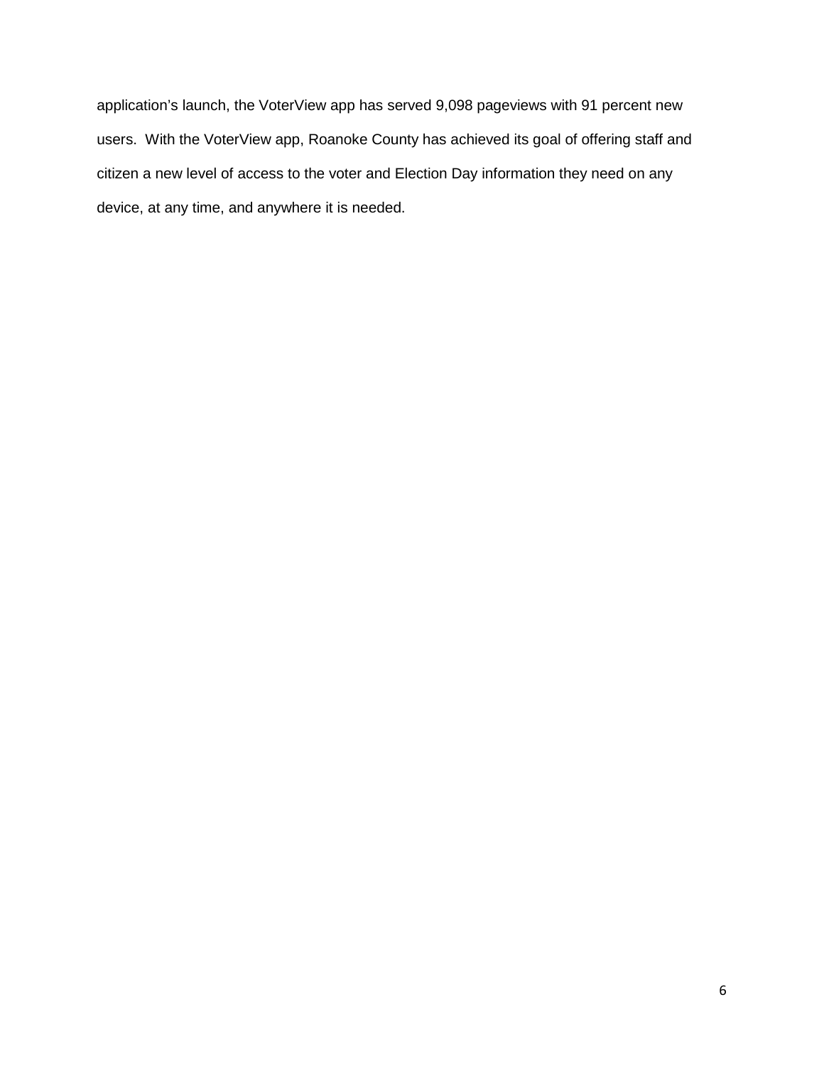application's launch, the VoterView app has served 9,098 pageviews with 91 percent new users. With the VoterView app, Roanoke County has achieved its goal of offering staff and citizen a new level of access to the voter and Election Day information they need on any device, at any time, and anywhere it is needed.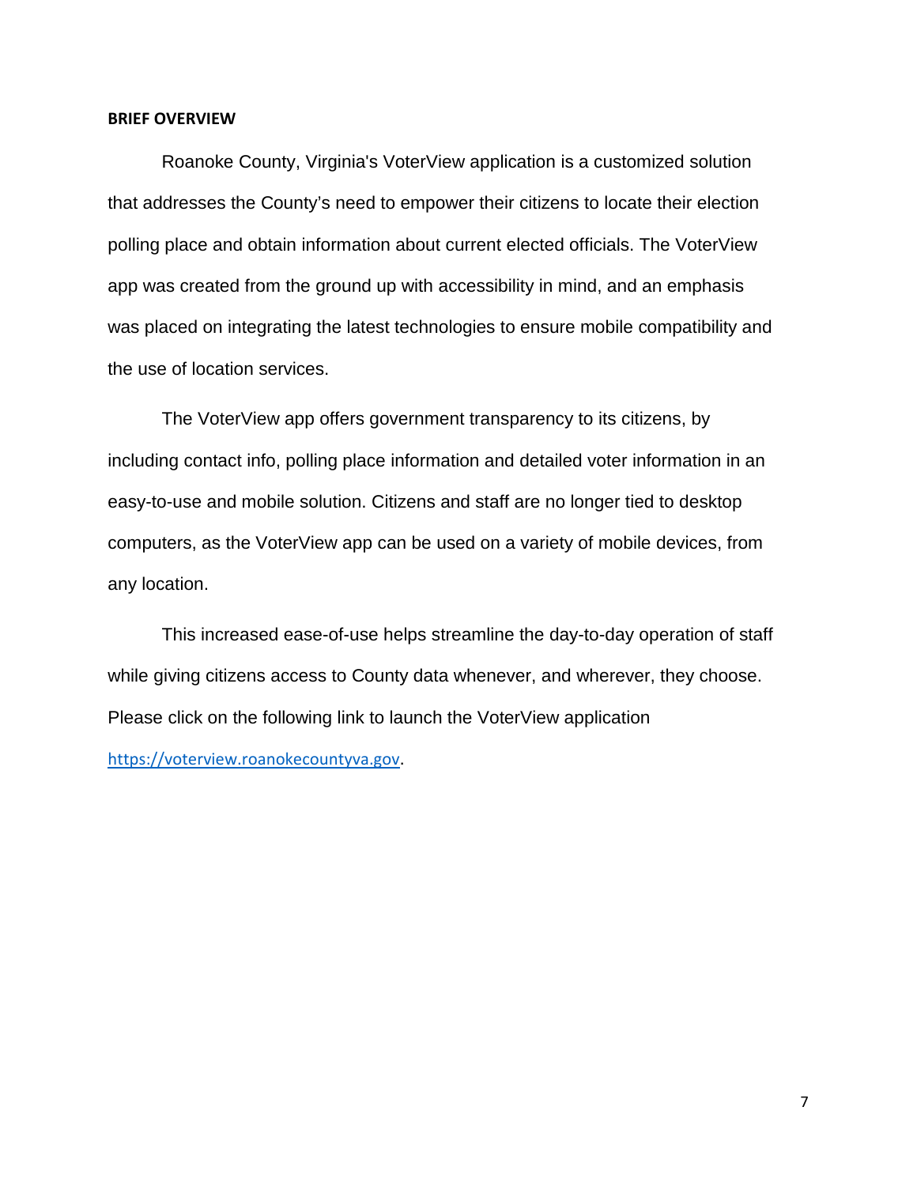## BRIEF OVERVIEW

Roanoke County, Virginia's VoterView application is a customized solution that addresses the County's need to empower their citizens to locate their election polling place and obtain information about current elected officials. The VoterView app was created from the ground up with accessibility in mind, and an emphasis was placed on integrating the latest technologies to ensure mobile compatibility and the use of location services.

The VoterView app offers government transparency to its citizens, by including contact info, polling place information and detailed voter information in an easy-to-use and mobile solution. Citizens and staff are no longer tied to desktop computers, as the VoterView app can be used on a variety of mobile devices, from any location.

This increased ease-of-use helps streamline the day-to-day operation of staff while giving citizens access to County data whenever, and wherever, they choose. Please click on the following link to launch the VoterView application https://voterview.roanokecountyva.gov.